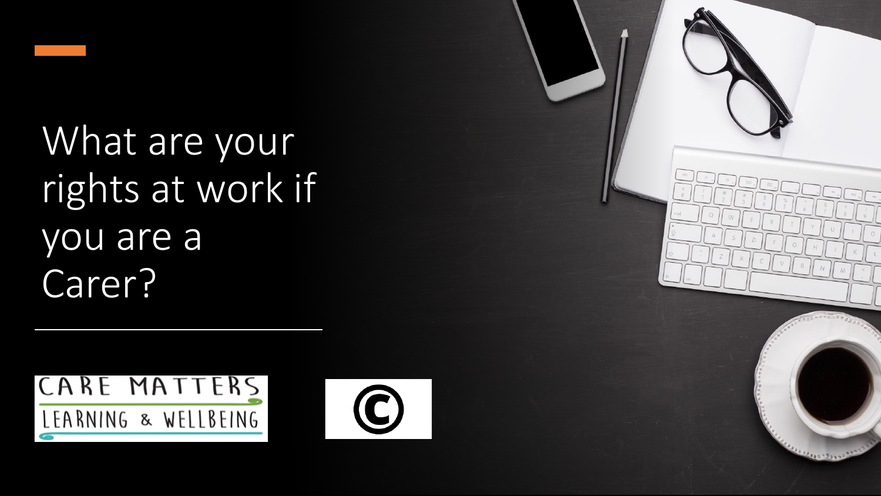# What are your rights at work if you are a Carer?

CARE MATTERS
LEARNING & WELLBEING

©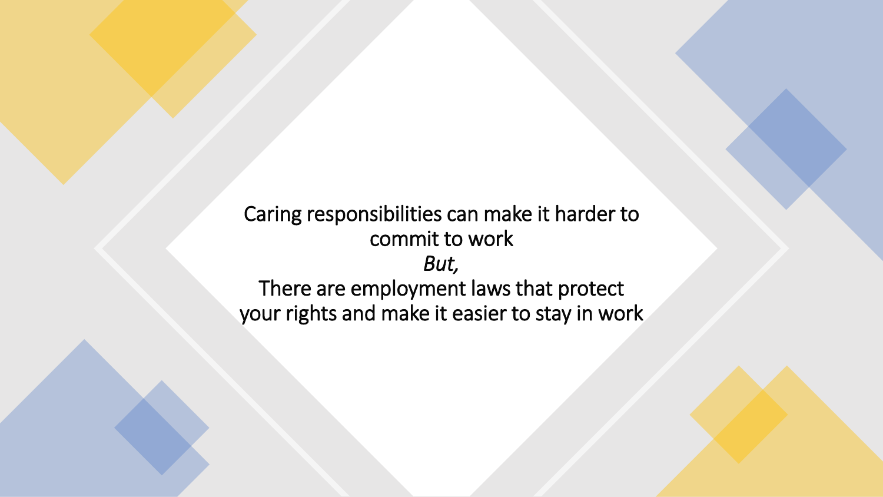Caring responsibilities can make it harder to commit to work

*But,*

There are employment laws that protect your rights and make it easier to stay in work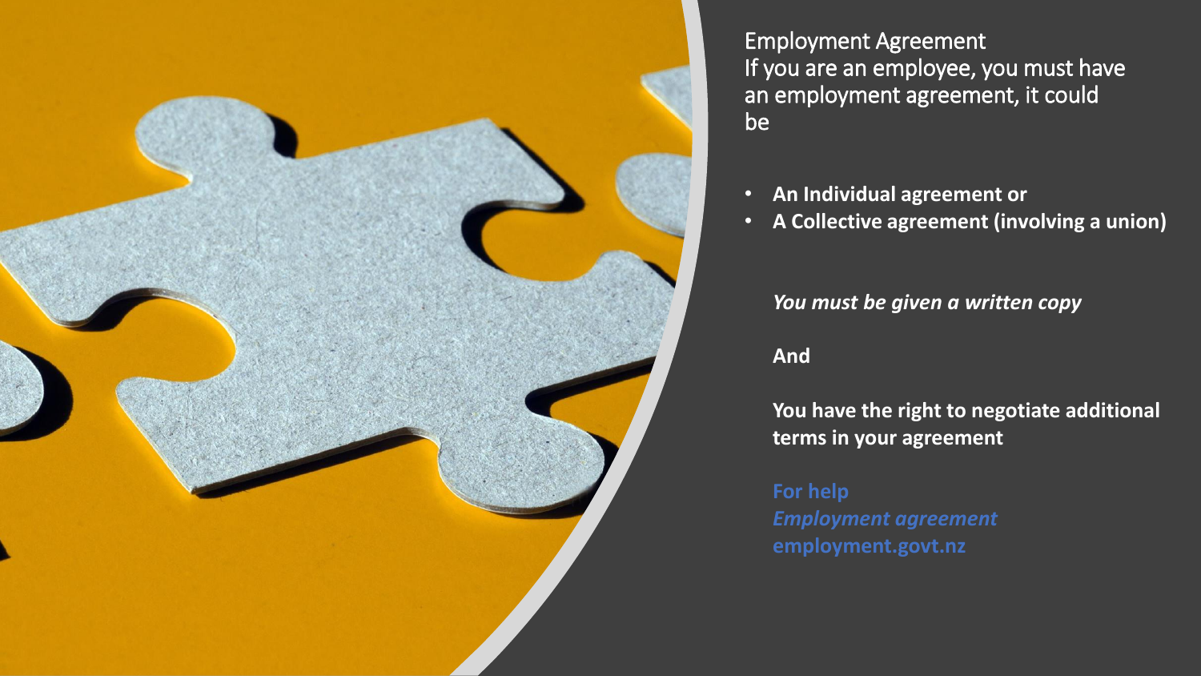# Employment Agreement

If you are an employee, you must have an employment agreement, it could be

- **An Individual agreement or**
- **A Collective agreement (involving a union)**

***You must be given a written copy***

**And**

**You have the right to negotiate additional terms in your agreement**

**For help**
***Employment agreement***
**employment.govt.nz**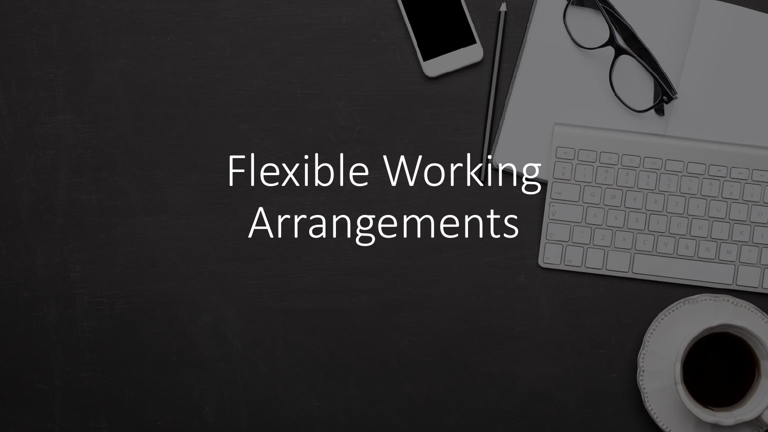# Flexible Working Arrangements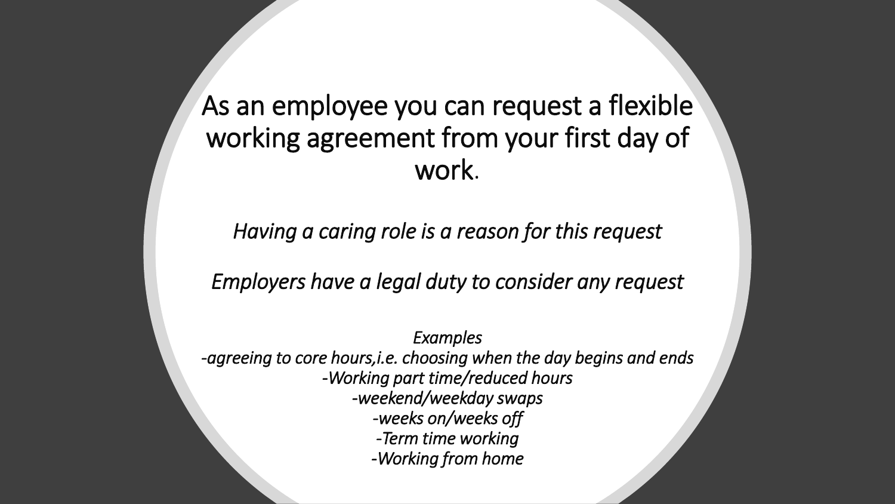As an employee you can request a flexible working agreement from your first day of work.

*Having a caring role is a reason for this request*

*Employers have a legal duty to consider any request*

*Examples*
*-agreeing to core hours,i.e. choosing when the day begins and ends*
*-Working part time/reduced hours*
*-weekend/weekday swaps*
*-weeks on/weeks off*
*-Term time working*
*-Working from home*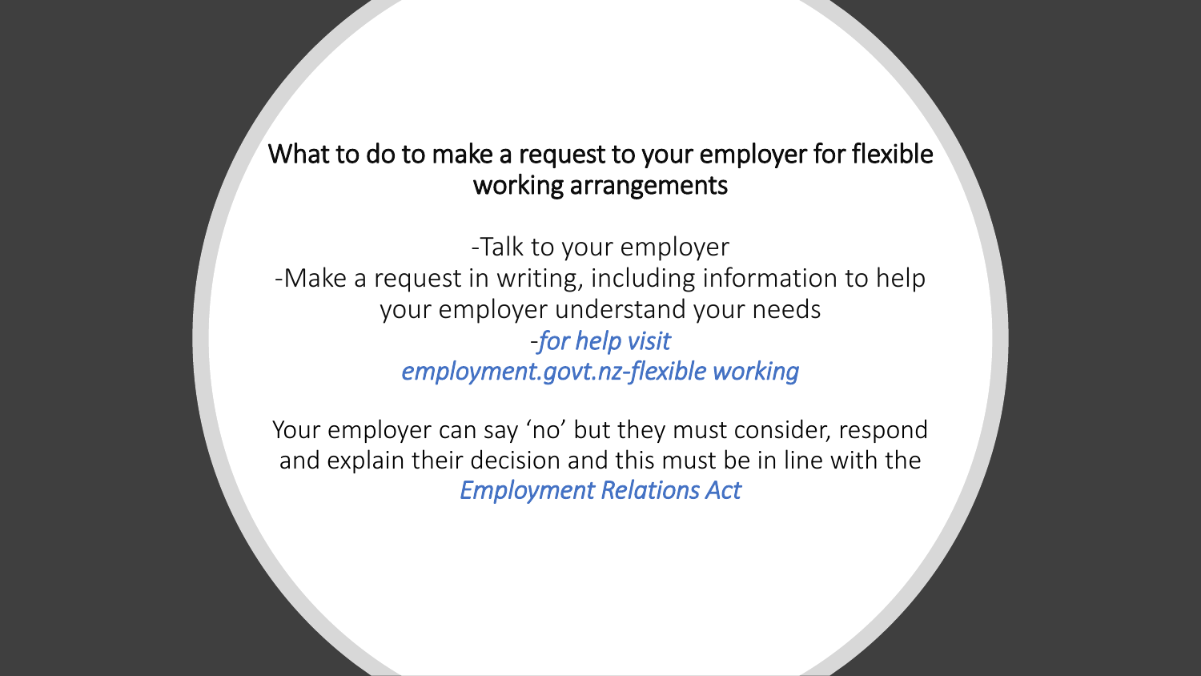## What to do to make a request to your employer for flexible working arrangements

-Talk to your employer
-Make a request in writing, including information to help your employer understand your needs
-*for help visit employment.govt.nz-flexible working*

Your employer can say 'no' but they must consider, respond and explain their decision and this must be in line with the *Employment Relations Act*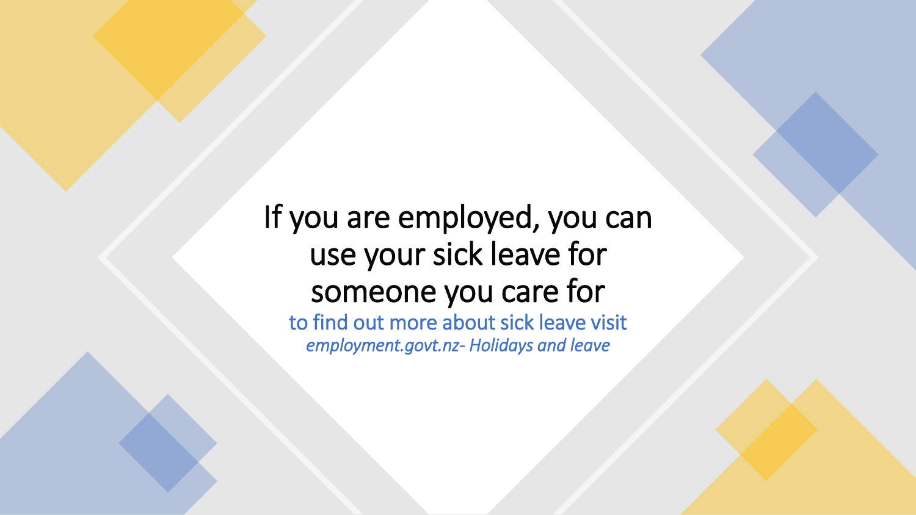# If you are employed, you can use your sick leave for someone you care for

to find out more about sick leave visit

*employment.govt.nz- Holidays and leave*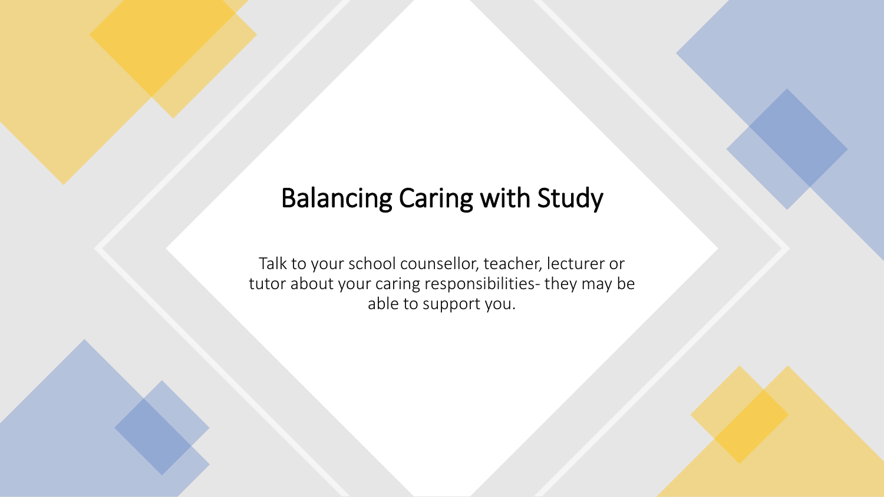# Balancing Caring with Study

Talk to your school counsellor, teacher, lecturer or tutor about your caring responsibilities- they may be able to support you.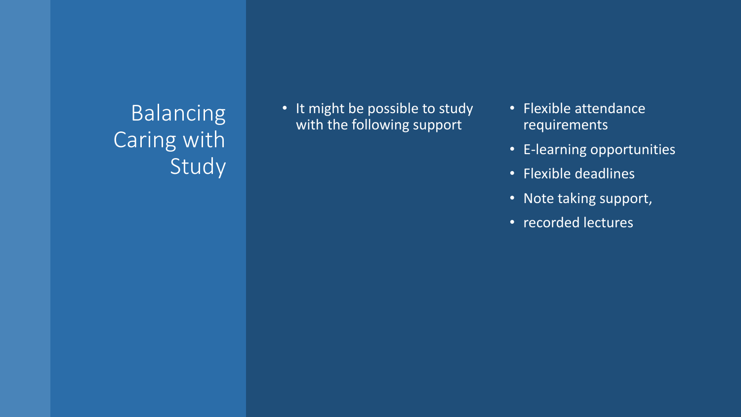# Balancing Caring with Study

- It might be possible to study with the following support

- Flexible attendance requirements
- E-learning opportunities
- Flexible deadlines
- Note taking support,
- recorded lectures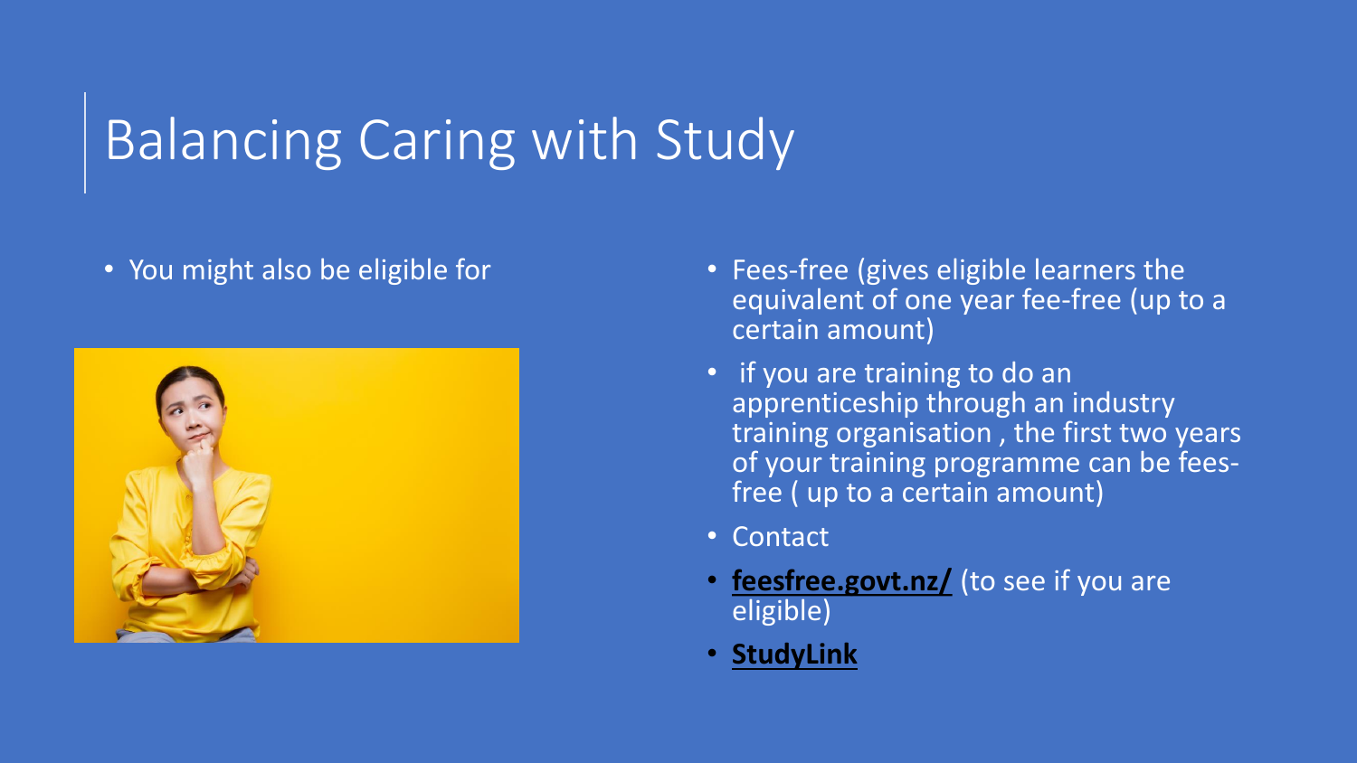# Balancing Caring with Study

- You might also be eligible for

- Fees-free (gives eligible learners the equivalent of one year fee-free (up to a certain amount)
- if you are training to do an apprenticeship through an industry training organisation , the first two years of your training programme can be fees-free ( up to a certain amount)
- Contact
- **feesfree.govt.nz/** (to see if you are eligible)
- **StudyLink**